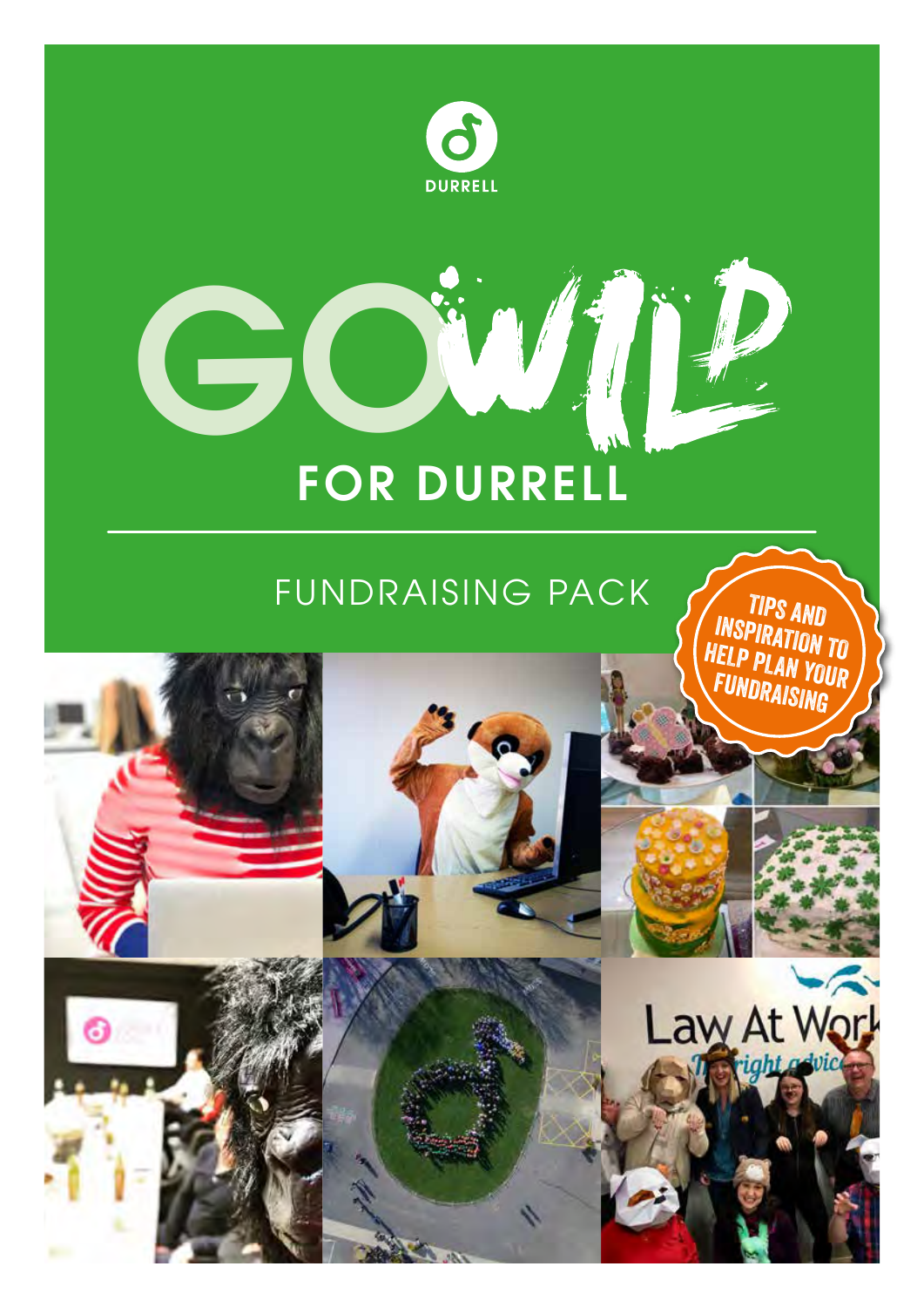DURRELL

# GO WILD FOR DURRELL

## FUNDRAISING PACK

TIPS AND INSPIRATION TO HELP PLAN YOUR FUNDRAISING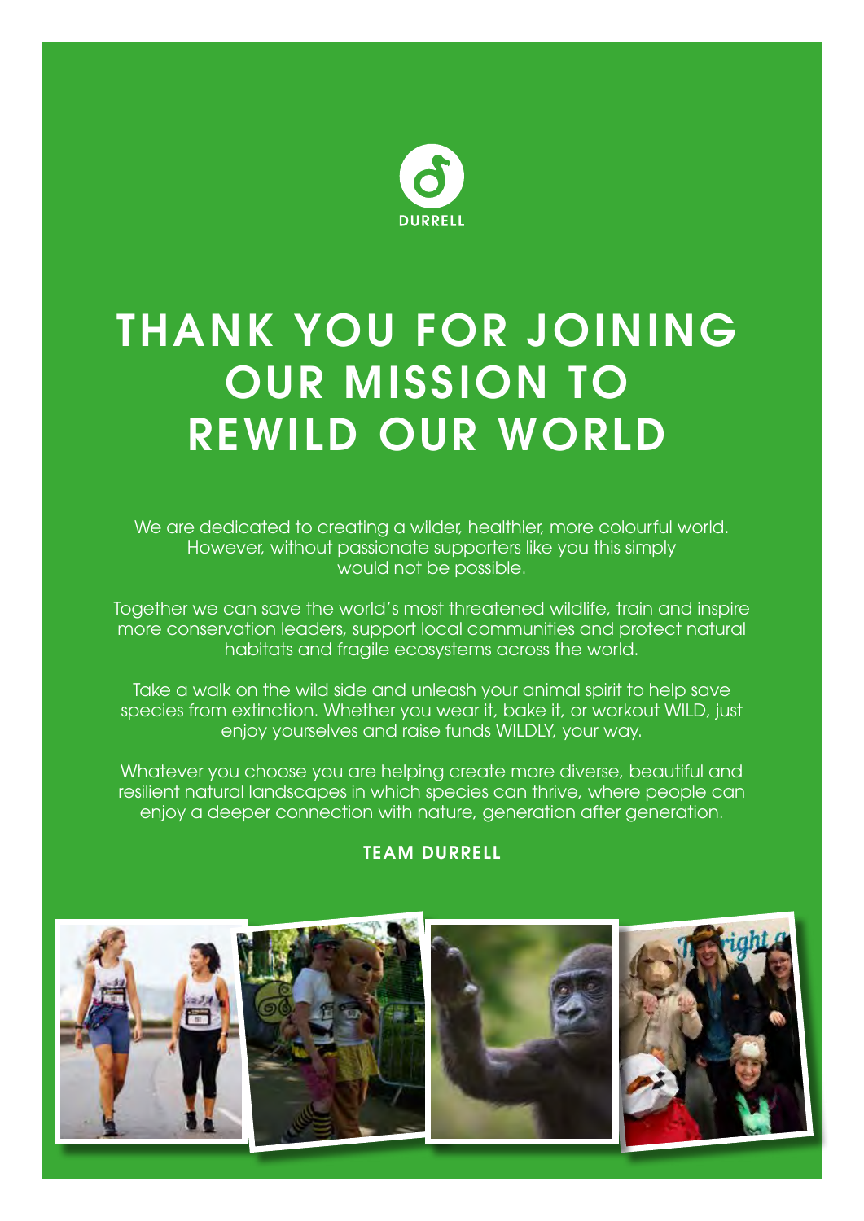DURRELL

# THANK YOU FOR JOINING OUR MISSION TO REWILD OUR WORLD

We are dedicated to creating a wilder, healthier, more colourful world. However, without passionate supporters like you this simply would not be possible.

Together we can save the world's most threatened wildlife, train and inspire more conservation leaders, support local communities and protect natural habitats and fragile ecosystems across the world.

Take a walk on the wild side and unleash your animal spirit to help save species from extinction. Whether you wear it, bake it, or workout WILD, just enjoy yourselves and raise funds WILDLY, your way.

Whatever you choose you are helping create more diverse, beautiful and resilient natural landscapes in which species can thrive, where people can enjoy a deeper connection with nature, generation after generation.

**TEAM DURRELL**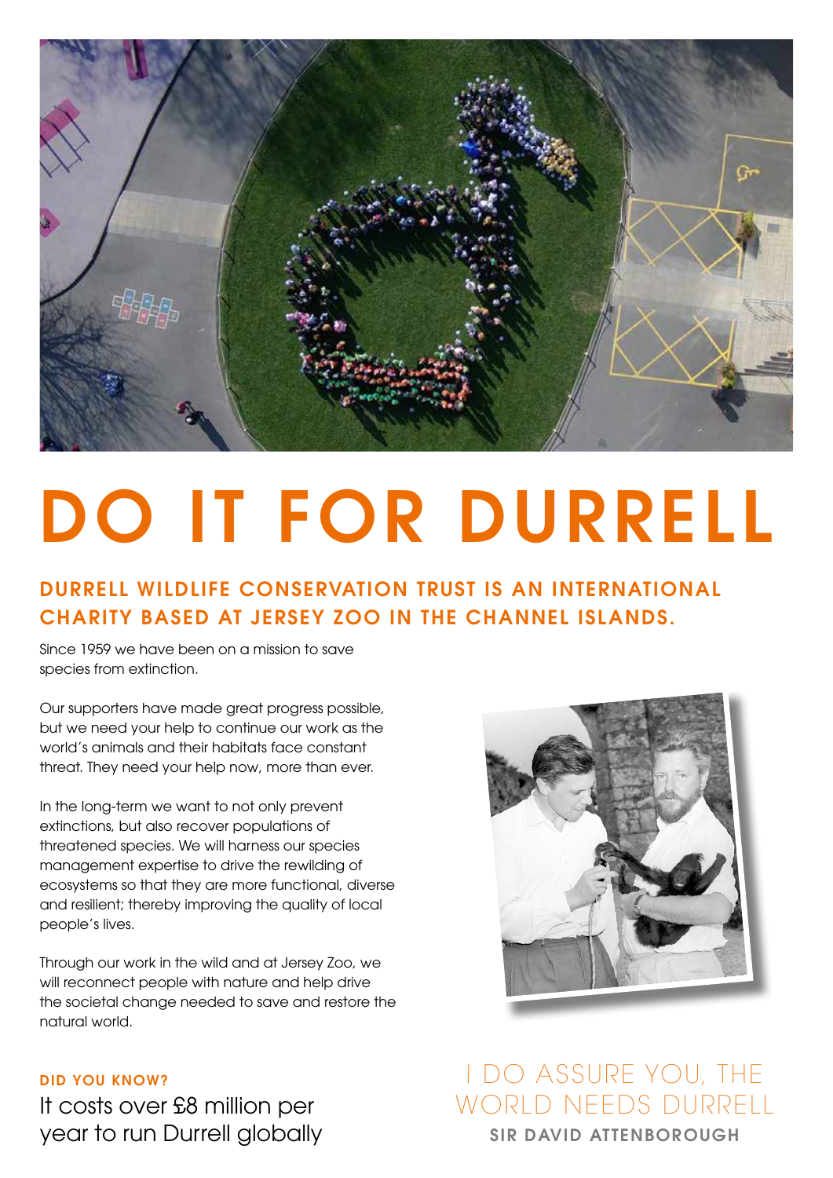# DO IT FOR DURRELL

## DURRELL WILDLIFE CONSERVATION TRUST IS AN INTERNATIONAL CHARITY BASED AT JERSEY ZOO IN THE CHANNEL ISLANDS.

Since 1959 we have been on a mission to save species from extinction.

Our supporters have made great progress possible, but we need your help to continue our work as the world's animals and their habitats face constant threat. They need your help now, more than ever.

In the long-term we want to not only prevent extinctions, but also recover populations of threatened species. We will harness our species management expertise to drive the rewilding of ecosystems so that they are more functional, diverse and resilient; thereby improving the quality of local people's lives.

Through our work in the wild and at Jersey Zoo, we will reconnect people with nature and help drive the societal change needed to save and restore the natural world.

**DID YOU KNOW?**

It costs over £8 million per year to run Durrell globally

I DO ASSURE YOU, THE WORLD NEEDS DURRELL

**SIR DAVID ATTENBOROUGH**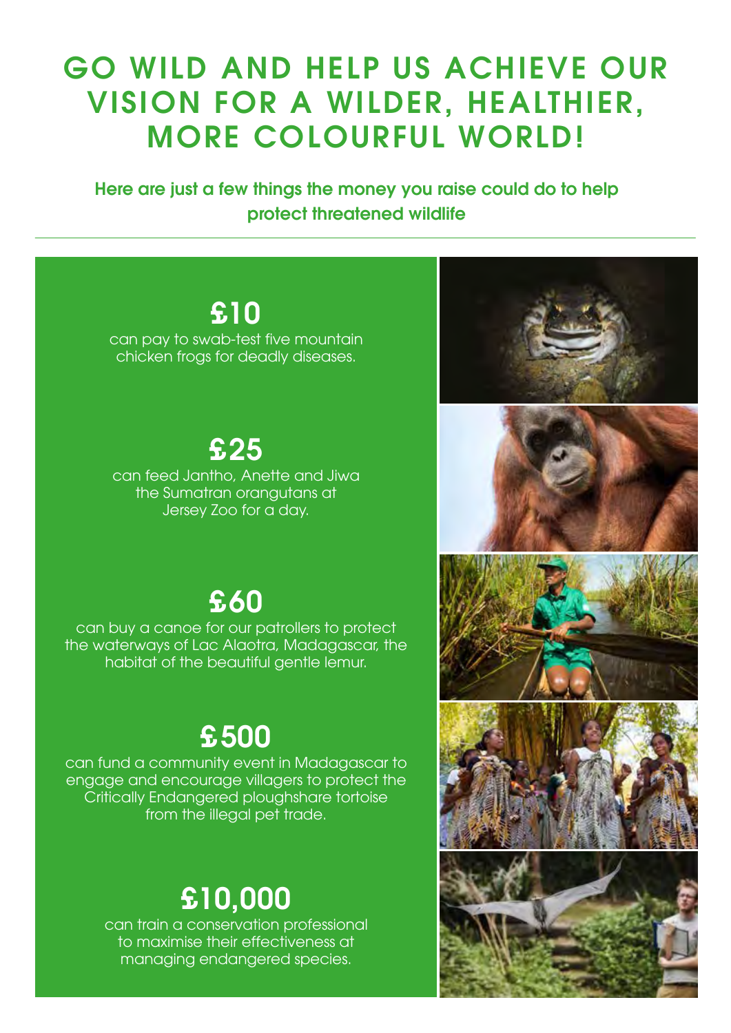# GO WILD AND HELP US ACHIEVE OUR VISION FOR A WILDER, HEALTHIER, MORE COLOURFUL WORLD!

**Here are just a few things the money you raise could do to help protect threatened wildlife**

---

## £10

can pay to swab-test five mountain chicken frogs for deadly diseases.

## £25

can feed Jantho, Anette and Jiwa the Sumatran orangutans at Jersey Zoo for a day.

## £60

can buy a canoe for our patrollers to protect the waterways of Lac Alaotra, Madagascar, the habitat of the beautiful gentle lemur.

## £500

can fund a community event in Madagascar to engage and encourage villagers to protect the Critically Endangered ploughshare tortoise from the illegal pet trade.

## £10,000

can train a conservation professional to maximise their effectiveness at managing endangered species.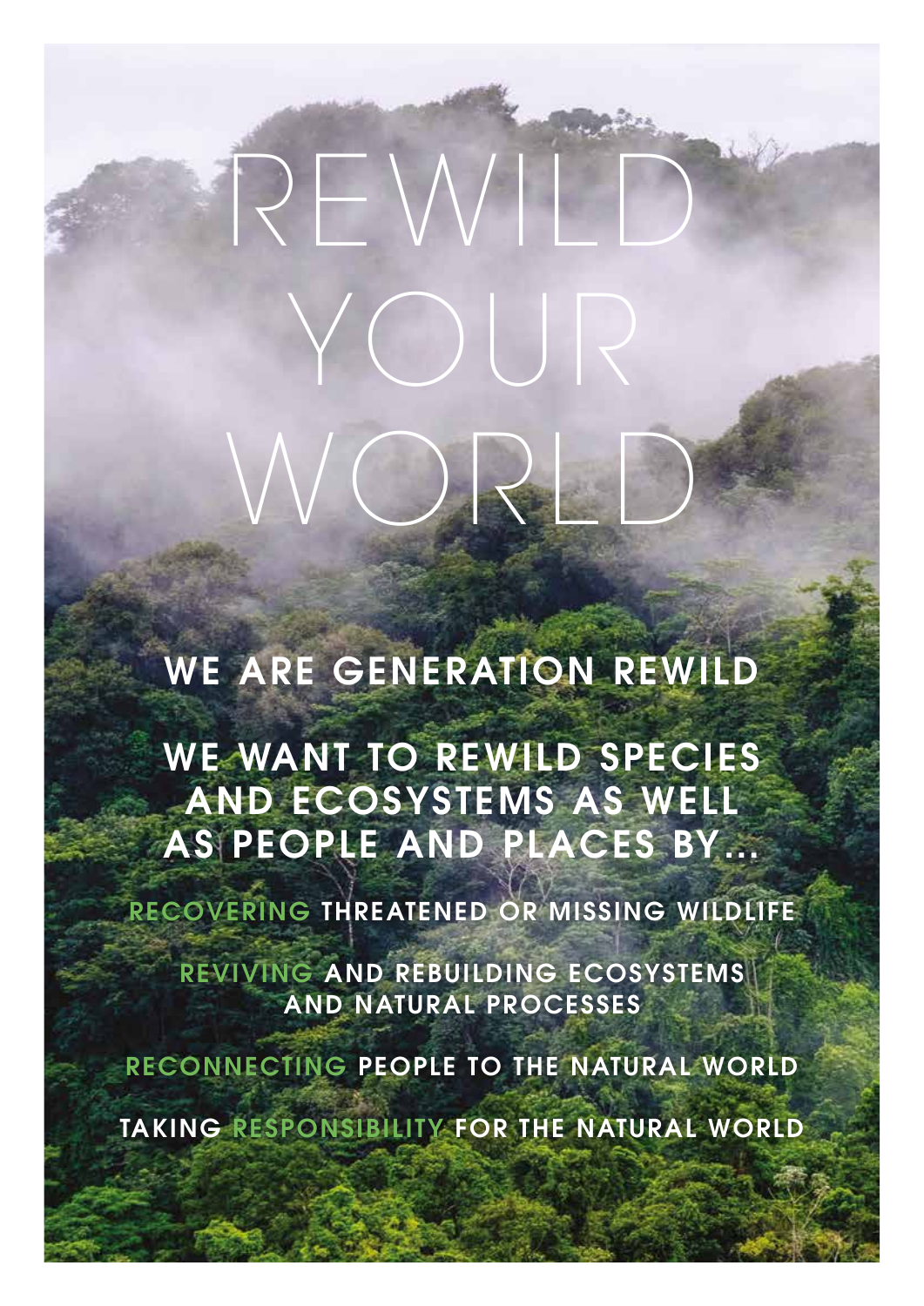# REWILD YOUR WORLD

## WE ARE GENERATION REWILD

## WE WANT TO REWILD SPECIES AND ECOSYSTEMS AS WELL AS PEOPLE AND PLACES BY...

**RECOVERING** THREATENED OR MISSING WILDLIFE

**REVIVING** AND REBUILDING ECOSYSTEMS AND NATURAL PROCESSES

**RECONNECTING** PEOPLE TO THE NATURAL WORLD

TAKING **RESPONSIBILITY** FOR THE NATURAL WORLD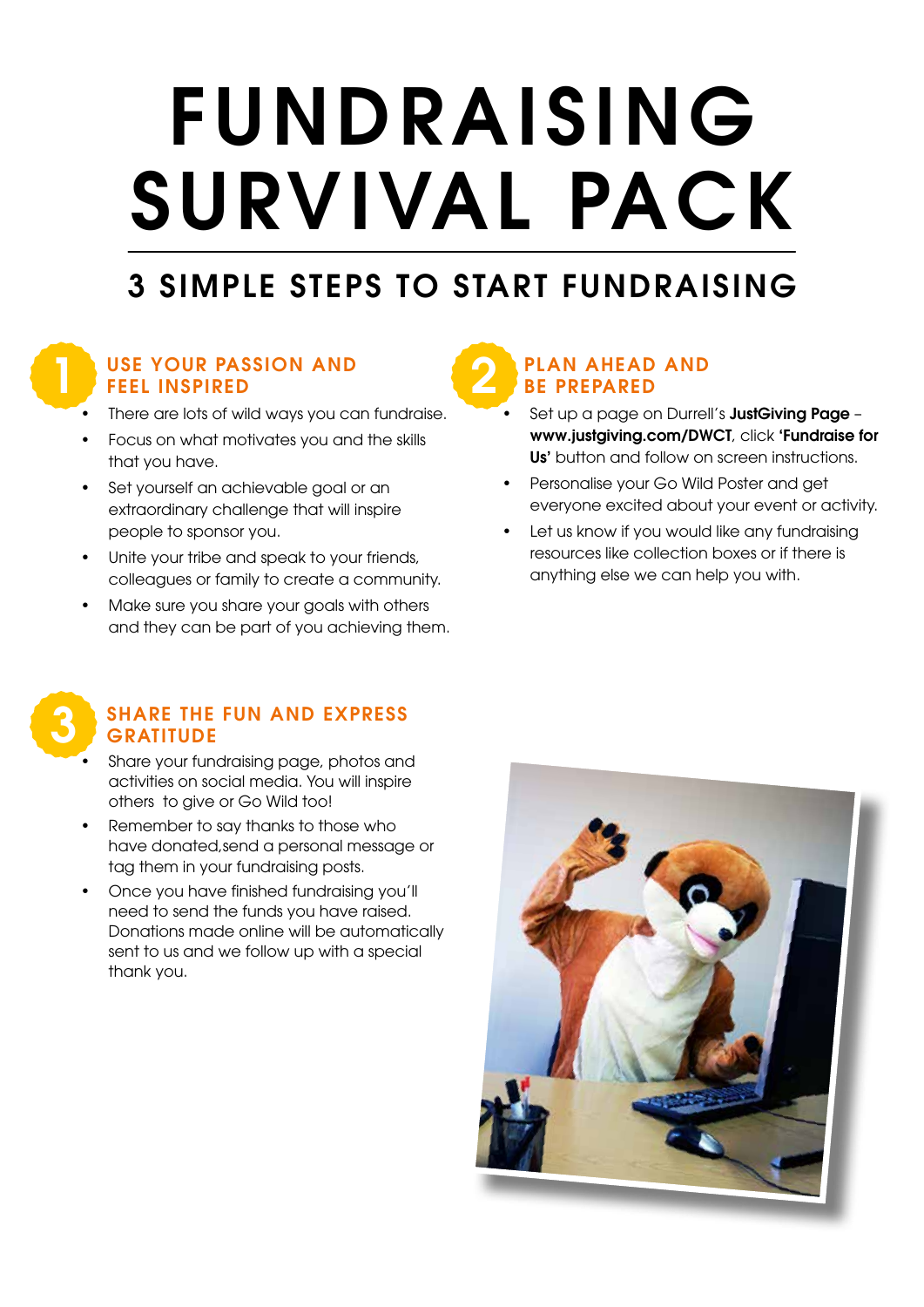# FUNDRAISING SURVIVAL PACK

## 3 SIMPLE STEPS TO START FUNDRAISING

### 1 USE YOUR PASSION AND FEEL INSPIRED

- There are lots of wild ways you can fundraise.
- Focus on what motivates you and the skills that you have.
- Set yourself an achievable goal or an extraordinary challenge that will inspire people to sponsor you.
- Unite your tribe and speak to your friends, colleagues or family to create a community.
- Make sure you share your goals with others and they can be part of you achieving them.

### 2 PLAN AHEAD AND BE PREPARED

- Set up a page on Durrell's **JustGiving Page** – **www.justgiving.com/DWCT**, click **'Fundraise for Us'** button and follow on screen instructions.
- Personalise your Go Wild Poster and get everyone excited about your event or activity.
- Let us know if you would like any fundraising resources like collection boxes or if there is anything else we can help you with.

### 3 SHARE THE FUN AND EXPRESS GRATITUDE

- Share your fundraising page, photos and activities on social media. You will inspire others to give or Go Wild too!
- Remember to say thanks to those who have donated,send a personal message or tag them in your fundraising posts.
- Once you have finished fundraising you'll need to send the funds you have raised. Donations made online will be automatically sent to us and we follow up with a special thank you.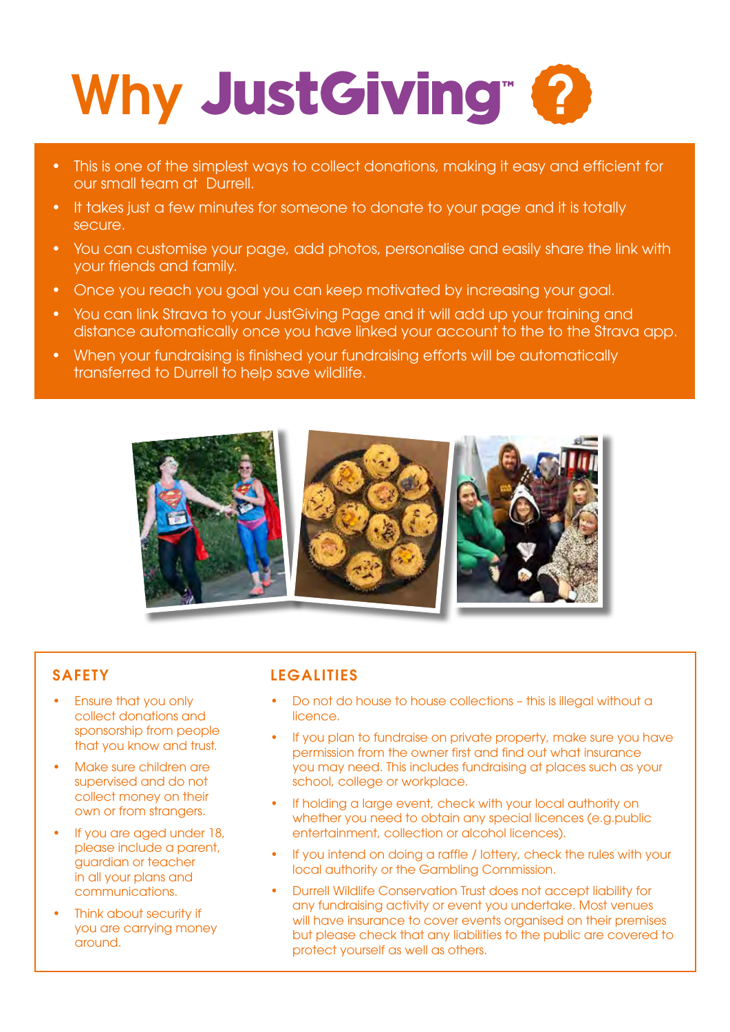# Why JustGiving™ ?

- This is one of the simplest ways to collect donations, making it easy and efficient for our small team at Durrell.
- It takes just a few minutes for someone to donate to your page and it is totally secure.
- You can customise your page, add photos, personalise and easily share the link with your friends and family.
- Once you reach you goal you can keep motivated by increasing your goal.
- You can link Strava to your JustGiving Page and it will add up your training and distance automatically once you have linked your account to the to the Strava app.
- When your fundraising is finished your fundraising efforts will be automatically transferred to Durrell to help save wildlife.

## SAFETY

- Ensure that you only collect donations and sponsorship from people that you know and trust.
- Make sure children are supervised and do not collect money on their own or from strangers.
- If you are aged under 18, please include a parent, guardian or teacher in all your plans and communications.
- Think about security if you are carrying money around.

## LEGALITIES

- Do not do house to house collections – this is illegal without a licence.
- If you plan to fundraise on private property, make sure you have permission from the owner first and find out what insurance you may need. This includes fundraising at places such as your school, college or workplace.
- If holding a large event, check with your local authority on whether you need to obtain any special licences (e.g.public entertainment, collection or alcohol licences).
- If you intend on doing a raffle / lottery, check the rules with your local authority or the Gambling Commission.
- Durrell Wildlife Conservation Trust does not accept liability for any fundraising activity or event you undertake. Most venues will have insurance to cover events organised on their premises but please check that any liabilities to the public are covered to protect yourself as well as others.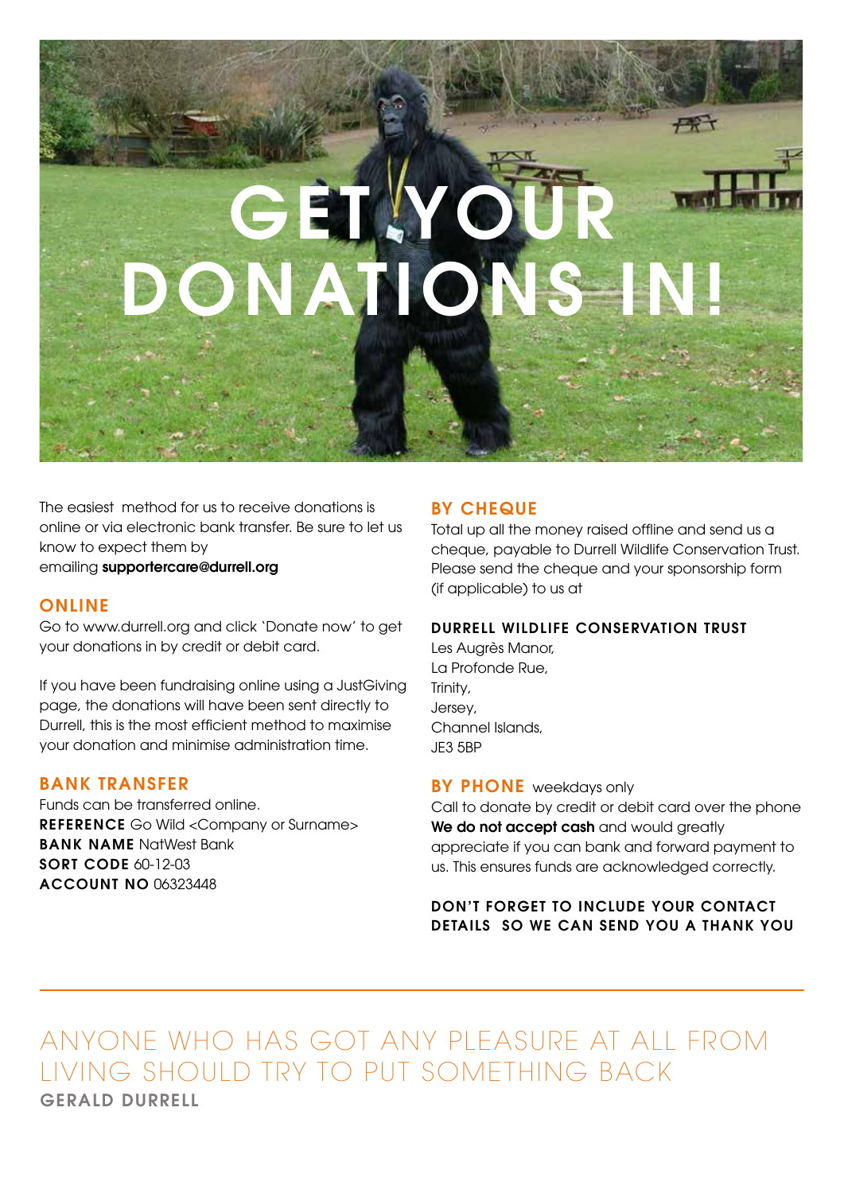# GET YOUR DONATIONS IN!

The easiest method for us to receive donations is online or via electronic bank transfer. Be sure to let us know to expect them by emailing **supportercare@durrell.org**

## ONLINE

Go to www.durrell.org and click 'Donate now' to get your donations in by credit or debit card.

If you have been fundraising online using a JustGiving page, the donations will have been sent directly to Durrell, this is the most efficient method to maximise your donation and minimise administration time.

## BANK TRANSFER

Funds can be transferred online.
**REFERENCE** Go Wild <Company or Surname>
**BANK NAME** NatWest Bank
**SORT CODE** 60-12-03
**ACCOUNT NO** 06323448

## BY CHEQUE

Total up all the money raised offline and send us a cheque, payable to Durrell Wildlife Conservation Trust. Please send the cheque and your sponsorship form (if applicable) to us at

**DURRELL WILDLIFE CONSERVATION TRUST**
Les Augrès Manor,
La Profonde Rue,
Trinity,
Jersey,
Channel Islands,
JE3 5BP

## BY PHONE weekdays only

Call to donate by credit or debit card over the phone **We do not accept cash** and would greatly appreciate if you can bank and forward payment to us. This ensures funds are acknowledged correctly.

**DON'T FORGET TO INCLUDE YOUR CONTACT DETAILS SO WE CAN SEND YOU A THANK YOU**

---

ANYONE WHO HAS GOT ANY PLEASURE AT ALL FROM LIVING SHOULD TRY TO PUT SOMETHING BACK
**GERALD DURRELL**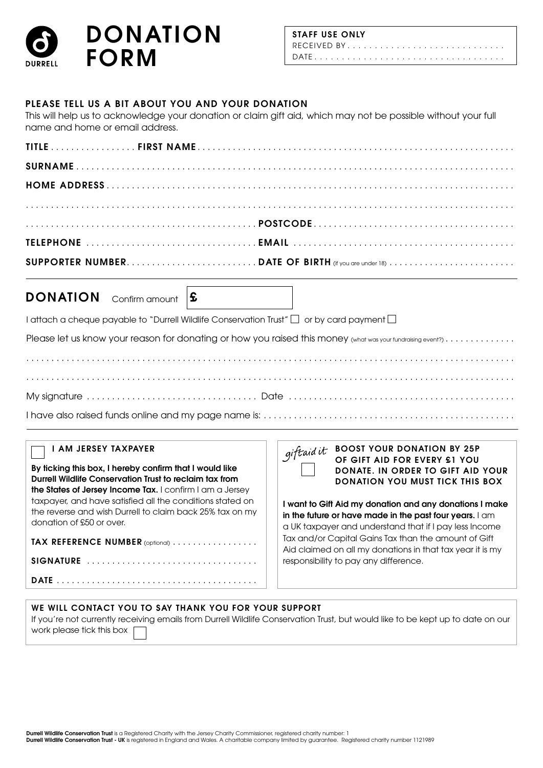DURRELL

# DONATION FORM

**STAFF USE ONLY**
RECEIVED BY . . . . . . . . . . . . . . . . . . . . . . . . . . . .
DATE . . . . . . . . . . . . . . . . . . . . . . . . . . . . . . . . . .

**PLEASE TELL US A BIT ABOUT YOU AND YOUR DONATION**
This will help us to acknowledge your donation or claim gift aid, which may not be possible without your full name and home or email address.

**TITLE** . . . . . . . . . . . . . . . . **FIRST NAME** . . . . . . . . . . . . . . . . . . . . . . . . . . . . . . . . . . . . . . . . . . . . . . . . . . . . . . . . . . . .

**SURNAME** . . . . . . . . . . . . . . . . . . . . . . . . . . . . . . . . . . . . . . . . . . . . . . . . . . . . . . . . . . . . . . . . . . . . . . . . . . . . . . . . . . . . . . .

**HOME ADDRESS** . . . . . . . . . . . . . . . . . . . . . . . . . . . . . . . . . . . . . . . . . . . . . . . . . . . . . . . . . . . . . . . . . . . . . . . . . . . . . . . . .

. . . . . . . . . . . . . . . . . . . . . . . . . . . . . . . . . . . . . . . . . . . . . . . . . . . . . . . . . . . . . . . . . . . . . . . . . . . . . . . . . . . . . . . . . . . .

. . . . . . . . . . . . . . . . . . . . . . . . . . . . . . . . . . . . . . . . . . . . . . **POSTCODE** . . . . . . . . . . . . . . . . . . . . . . . . . . . . . . . . . . . . .

**TELEPHONE** . . . . . . . . . . . . . . . . . . . . . . . . . . . . . . . . . **EMAIL** . . . . . . . . . . . . . . . . . . . . . . . . . . . . . . . . . . . . . . . . . . .

**SUPPORTER NUMBER** . . . . . . . . . . . . . . . . . . . . . . . . . . **DATE OF BIRTH** (if you are under 18) . . . . . . . . . . . . . . . . . . . . . . . .

## DONATION

Confirm amount £

I attach a cheque payable to "Durrell Wildlife Conservation Trust" ☐ or by card payment ☐

Please let us know your reason for donating or how you raised this money (what was your fundraising event?) . . . . . . . . . . . . .

. . . . . . . . . . . . . . . . . . . . . . . . . . . . . . . . . . . . . . . . . . . . . . . . . . . . . . . . . . . . . . . . . . . . . . . . . . . . . . . . . . . . . . . . . . . .

. . . . . . . . . . . . . . . . . . . . . . . . . . . . . . . . . . . . . . . . . . . . . . . . . . . . . . . . . . . . . . . . . . . . . . . . . . . . . . . . . . . . . . . . . . . .

My signature . . . . . . . . . . . . . . . . . . . . . . . . . . . . . . . . . Date . . . . . . . . . . . . . . . . . . . . . . . . . . . . . . . . . . . . . . . . . . . .

I have also raised funds online and my page name is: . . . . . . . . . . . . . . . . . . . . . . . . . . . . . . . . . . . . . . . . . . . . . . . . . . .

☐ **I AM JERSEY TAXPAYER**

**By ticking this box, I hereby confirm that I would like Durrell Wildlife Conservation Trust to reclaim tax from the States of Jersey Income Tax.** I confirm I am a Jersey taxpayer, and have satisfied all the conditions stated on the reverse and wish Durrell to claim back 25% tax on my donation of £50 or over.

**TAX REFERENCE NUMBER** (optional) . . . . . . . . . . . . . . . . .

**SIGNATURE** . . . . . . . . . . . . . . . . . . . . . . . . . . . . . . . . .

**DATE** . . . . . . . . . . . . . . . . . . . . . . . . . . . . . . . . . . . . . . .

giftaid it ☐ **BOOST YOUR DONATION BY 25P OF GIFT AID FOR EVERY £1 YOU DONATE. IN ORDER TO GIFT AID YOUR DONATION YOU MUST TICK THIS BOX**

**I want to Gift Aid my donation and any donations I make in the future or have made in the past four years.** I am a UK taxpayer and understand that if I pay less Income Tax and/or Capital Gains Tax than the amount of Gift Aid claimed on all my donations in that tax year it is my responsibility to pay any difference.

**WE WILL CONTACT YOU TO SAY THANK YOU FOR YOUR SUPPORT**
If you're not currently receiving emails from Durrell Wildlife Conservation Trust, but would like to be kept up to date on our work please tick this box ☐

**Durrell Wildlife Conservation Trust** is a Registered Charity with the Jersey Charity Commissioner, registered charity number: 1
**Durrell Wildlife Conservation Trust - UK** is registered in England and Wales. A charitable company limited by guarantee. Registered charity number 1121989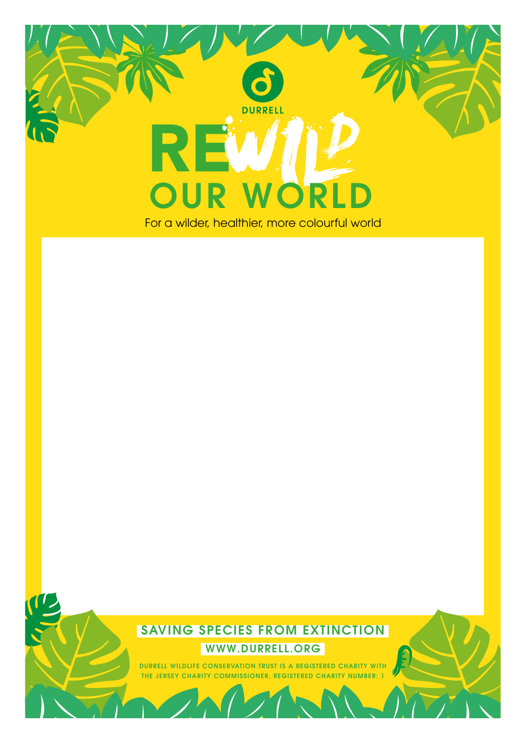DURRELL

# REWILD OUR WORLD

For a wilder, healthier, more colourful world

SAVING SPECIES FROM EXTINCTION

WWW.DURRELL.ORG

DURRELL WILDLIFE CONSERVATION TRUST IS A REGISTERED CHARITY WITH THE JERSEY CHARITY COMMISSIONER, REGISTERED CHARITY NUMBER: 1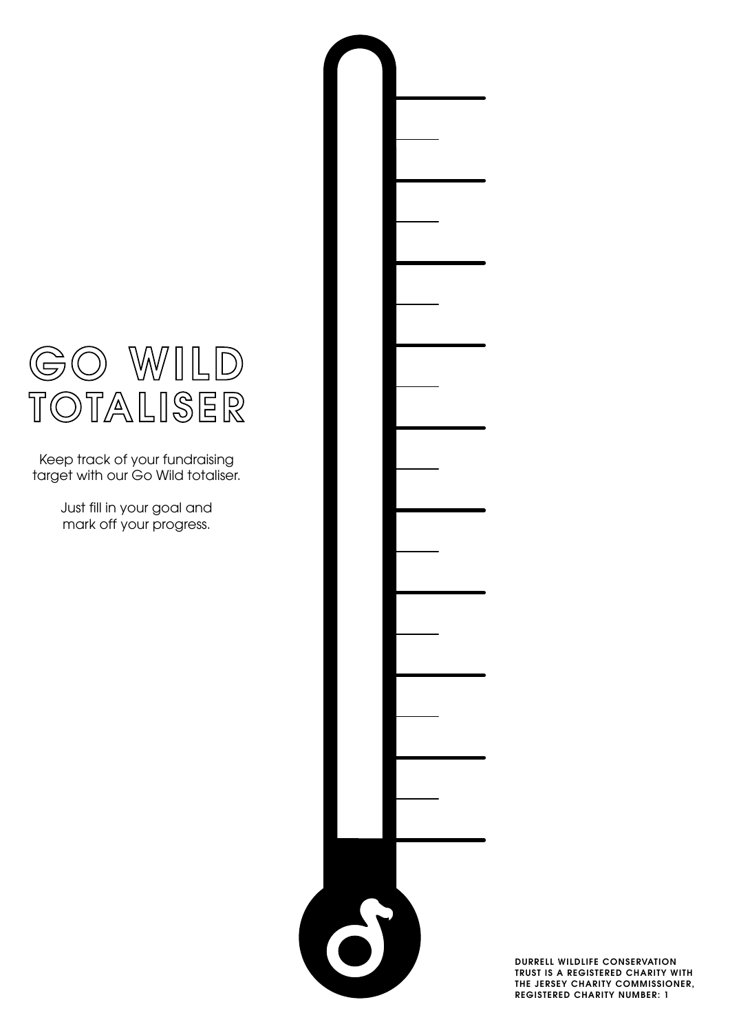# GO WILD TOTALISER

Keep track of your fundraising target with our Go Wild totaliser.

Just fill in your goal and mark off your progress.

DURRELL WILDLIFE CONSERVATION TRUST IS A REGISTERED CHARITY WITH THE JERSEY CHARITY COMMISSIONER, REGISTERED CHARITY NUMBER: 1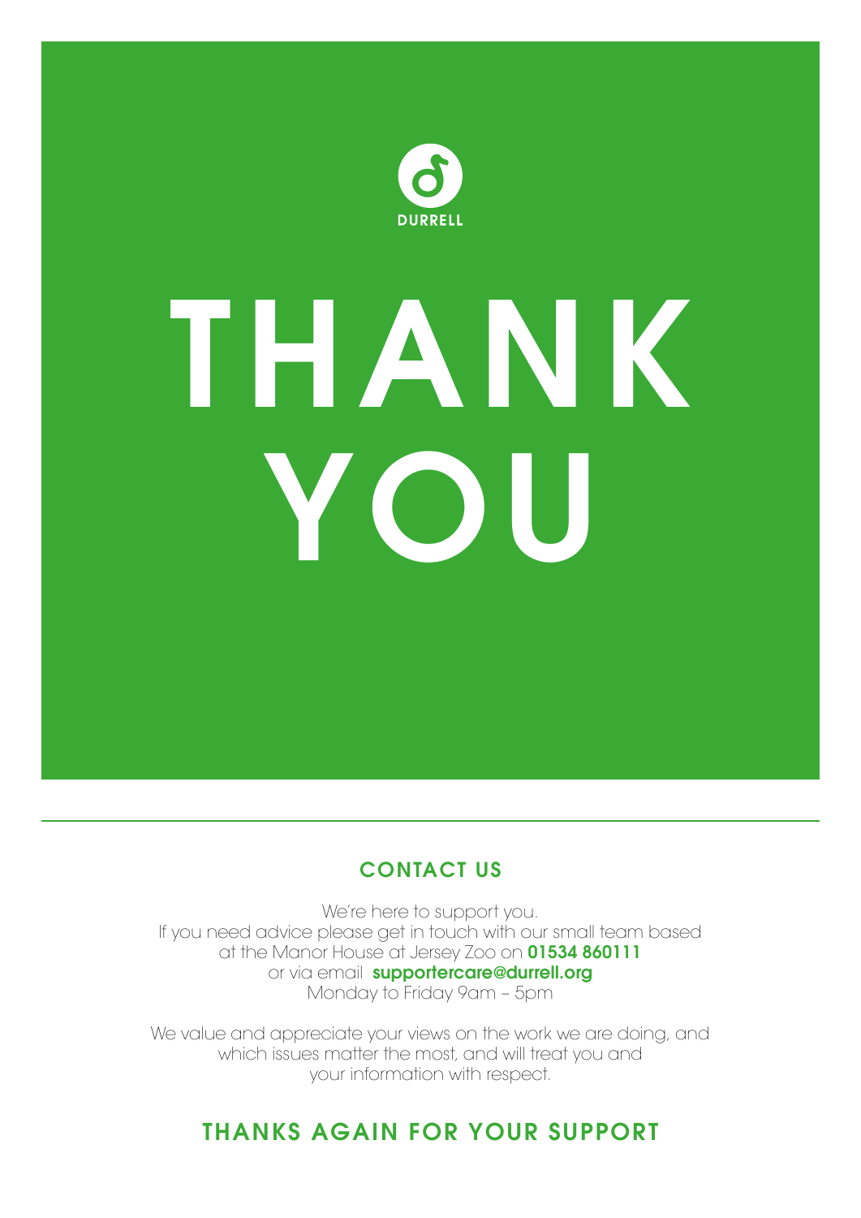DURRELL

# THANK YOU

## CONTACT US

We're here to support you.
If you need advice please get in touch with our small team based at the Manor House at Jersey Zoo on **01534 860111** or via email **supportercare@durrell.org**
Monday to Friday 9am – 5pm

We value and appreciate your views on the work we are doing, and which issues matter the most, and will treat you and your information with respect.

## THANKS AGAIN FOR YOUR SUPPORT